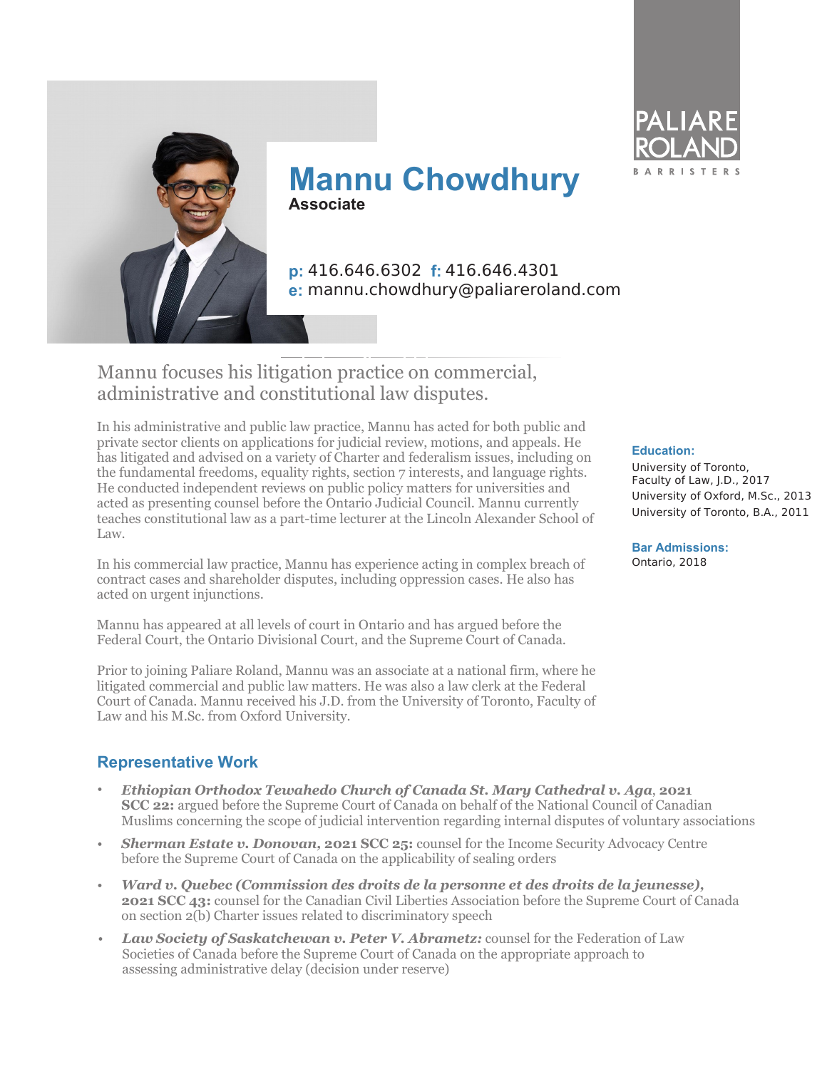PALIARE ROLAND

BARRISTERS

# Mannu Chowdhury

**Associate**

**p:** 416.646.6302 **f:** 416.646.4301
**e:** mannu.chowdhury@paliareroland.com

## Mannu focuses his litigation practice on commercial, administrative and constitutional law disputes.

In his administrative and public law practice, Mannu has acted for both public and private sector clients on applications for judicial review, motions, and appeals. He has litigated and advised on a variety of Charter and federalism issues, including on the fundamental freedoms, equality rights, section 7 interests, and language rights. He conducted independent reviews on public policy matters for universities and acted as presenting counsel before the Ontario Judicial Council. Mannu currently teaches constitutional law as a part-time lecturer at the Lincoln Alexander School of Law.

In his commercial law practice, Mannu has experience acting in complex breach of contract cases and shareholder disputes, including oppression cases. He also has acted on urgent injunctions.

Mannu has appeared at all levels of court in Ontario and has argued before the Federal Court, the Ontario Divisional Court, and the Supreme Court of Canada.

Prior to joining Paliare Roland, Mannu was an associate at a national firm, where he litigated commercial and public law matters. He was also a law clerk at the Federal Court of Canada. Mannu received his J.D. from the University of Toronto, Faculty of Law and his M.Sc. from Oxford University.

**Education:**

University of Toronto, Faculty of Law, J.D., 2017
University of Oxford, M.Sc., 2013
University of Toronto, B.A., 2011

**Bar Admissions:**

Ontario, 2018

## Representative Work

- ***Ethiopian Orthodox Tewahedo Church of Canada St. Mary Cathedral v. Aga*, 2021 SCC 22:** argued before the Supreme Court of Canada on behalf of the National Council of Canadian Muslims concerning the scope of judicial intervention regarding internal disputes of voluntary associations
- ***Sherman Estate v. Donovan*, 2021 SCC 25:** counsel for the Income Security Advocacy Centre before the Supreme Court of Canada on the applicability of sealing orders
- ***Ward v. Quebec (Commission des droits de la personne et des droits de la jeunesse)*, 2021 SCC 43:** counsel for the Canadian Civil Liberties Association before the Supreme Court of Canada on section 2(b) Charter issues related to discriminatory speech
- ***Law Society of Saskatchewan v. Peter V. Abrametz:*** counsel for the Federation of Law Societies of Canada before the Supreme Court of Canada on the appropriate approach to assessing administrative delay (decision under reserve)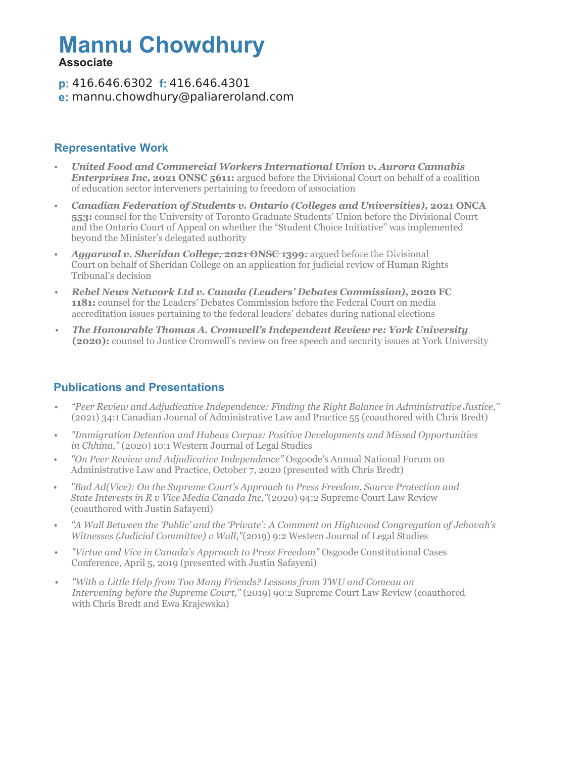# Mannu Chowdhury

**Associate**

**p:** 416.646.6302 **f:** 416.646.4301
**e:** mannu.chowdhury@paliareroland.com

## Representative Work

- ***United Food and Commercial Workers International Union v. Aurora Cannabis Enterprises Inc*, 2021 ONSC 5611:** argued before the Divisional Court on behalf of a coalition of education sector interveners pertaining to freedom of association
- ***Canadian Federation of Students v. Ontario (Colleges and Universities)*, 2021 ONCA 553:** counsel for the University of Toronto Graduate Students' Union before the Divisional Court and the Ontario Court of Appeal on whether the "Student Choice Initiative" was implemented beyond the Minister's delegated authority
- ***Aggarwal v. Sheridan College*, 2021 ONSC 1399:** argued before the Divisional Court on behalf of Sheridan College on an application for judicial review of Human Rights Tribunal's decision
- ***Rebel News Network Ltd v. Canada (Leaders' Debates Commission)*, 2020 FC 1181:** counsel for the Leaders' Debates Commission before the Federal Court on media accreditation issues pertaining to the federal leaders' debates during national elections
- ***The Honourable Thomas A. Cromwell's Independent Review re: York University* (2020):** counsel to Justice Cromwell's review on free speech and security issues at York University

## Publications and Presentations

- *"Peer Review and Adjudicative Independence: Finding the Right Balance in Administrative Justice,"* (2021) 34:1 Canadian Journal of Administrative Law and Practice 55 (coauthored with Chris Bredt)
- *"Immigration Detention and Habeas Corpus: Positive Developments and Missed Opportunities in Chhina,"* (2020) 10:1 Western Journal of Legal Studies
- *"On Peer Review and Adjudicative Independence"* Osgoode's Annual National Forum on Administrative Law and Practice, October 7, 2020 (presented with Chris Bredt)
- *"Bad Ad(Vice): On the Supreme Court's Approach to Press Freedom, Source Protection and State Interests in R v Vice Media Canada Inc,"*(2020) 94:2 Supreme Court Law Review (coauthored with Justin Safayeni)
- *"A Wall Between the 'Public' and the 'Private': A Comment on Highwood Congregation of Jehovah's Witnesses (Judicial Committee) v Wall,"*(2019) 9:2 Western Journal of Legal Studies
- *"Virtue and Vice in Canada's Approach to Press Freedom"* Osgoode Constitutional Cases Conference, April 5, 2019 (presented with Justin Safayeni)
- *"With a Little Help from Too Many Friends? Lessons from TWU and Comeau on Intervening before the Supreme Court,"* (2019) 90:2 Supreme Court Law Review (coauthored with Chris Bredt and Ewa Krajewska)